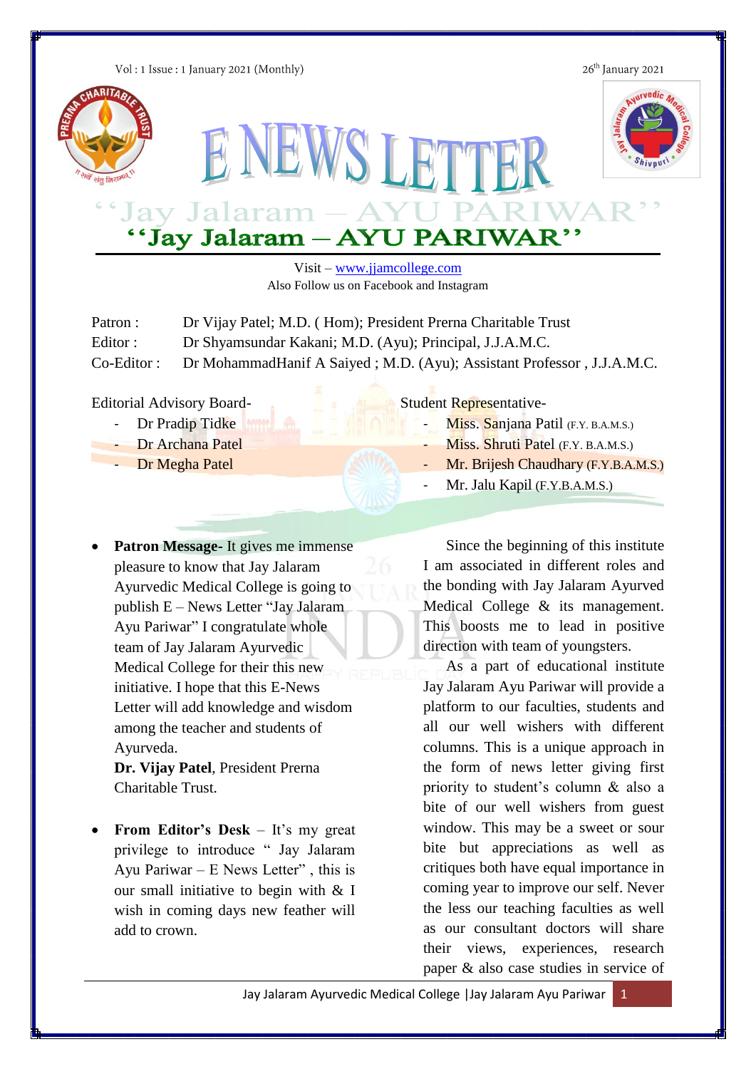Vol : 1 Issue : 1 January 2021 (Monthly)

26th January 2021

# E NEWS LETTER

## "Jay Jalaram – AYU PARIWAR"

Visit – www.jjamcollege.com
Also Follow us on Facebook and Instagram

Patron : Dr Vijay Patel; M.D. ( Hom); President Prerna Charitable Trust
Editor : Dr Shyamsundar Kakani; M.D. (Ayu); Principal, J.J.A.M.C.
Co-Editor : Dr MohammadHanif A Saiyed ; M.D. (Ayu); Assistant Professor , J.J.A.M.C.

Editorial Advisory Board-

- Dr Pradip Tidke
- Dr Archana Patel
- Dr Megha Patel

Student Representative-

- Miss. Sanjana Patil (F.Y. B.A.M.S.)
- Miss. Shruti Patel (F.Y. B.A.M.S.)
- Mr. Brijesh Chaudhary (F.Y.B.A.M.S.)
- Mr. Jalu Kapil (F.Y.B.A.M.S.)

- **Patron Message-** It gives me immense pleasure to know that Jay Jalaram Ayurvedic Medical College is going to publish E – News Letter "Jay Jalaram Ayu Pariwar" I congratulate whole team of Jay Jalaram Ayurvedic Medical College for their this new initiative. I hope that this E-News Letter will add knowledge and wisdom among the teacher and students of Ayurveda.
  **Dr. Vijay Patel**, President Prerna Charitable Trust.

- **From Editor's Desk** – It's my great privilege to introduce " Jay Jalaram Ayu Pariwar – E News Letter" , this is our small initiative to begin with & I wish in coming days new feather will add to crown.

Since the beginning of this institute I am associated in different roles and the bonding with Jay Jalaram Ayurved Medical College & its management. This boosts me to lead in positive direction with team of youngsters.

As a part of educational institute Jay Jalaram Ayu Pariwar will provide a platform to our faculties, students and all our well wishers with different columns. This is a unique approach in the form of news letter giving first priority to student's column & also a bite of our well wishers from guest window. This may be a sweet or sour bite but appreciations as well as critiques both have equal importance in coming year to improve our self. Never the less our teaching faculties as well as our consultant doctors will share their views, experiences, research paper & also case studies in service of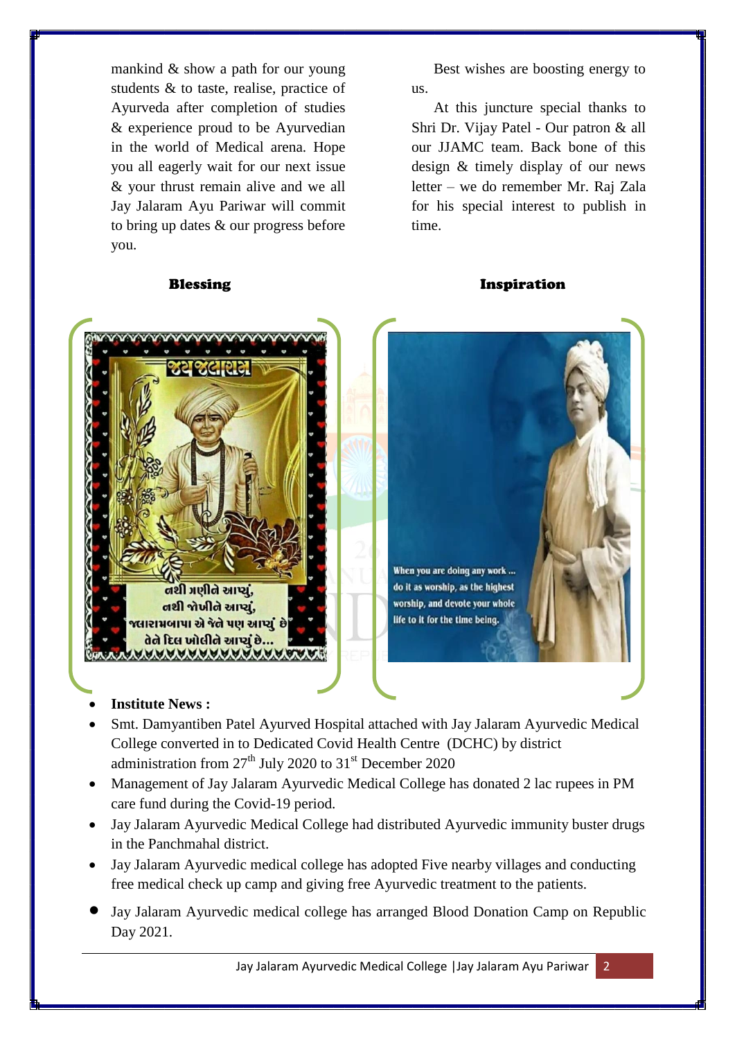mankind & show a path for our young students & to taste, realise, practice of Ayurveda after completion of studies & experience proud to be Ayurvedian in the world of Medical arena. Hope you all eagerly wait for our next issue & your thrust remain alive and we all Jay Jalaram Ayu Pariwar will commit to bring up dates & our progress before you.

Best wishes are boosting energy to us.

At this juncture special thanks to Shri Dr. Vijay Patel - Our patron & all our JJAMC team. Back bone of this design & timely display of our news letter – we do remember Mr. Raj Zala for his special interest to publish in time.

**Blessing**

**Inspiration**

- **Institute News :**
- Smt. Damyantiben Patel Ayurved Hospital attached with Jay Jalaram Ayurvedic Medical College converted in to Dedicated Covid Health Centre (DCHC) by district administration from 27th July 2020 to 31st December 2020
- Management of Jay Jalaram Ayurvedic Medical College has donated 2 lac rupees in PM care fund during the Covid-19 period.
- Jay Jalaram Ayurvedic Medical College had distributed Ayurvedic immunity buster drugs in the Panchmahal district.
- Jay Jalaram Ayurvedic medical college has adopted Five nearby villages and conducting free medical check up camp and giving free Ayurvedic treatment to the patients.
- Jay Jalaram Ayurvedic medical college has arranged Blood Donation Camp on Republic Day 2021.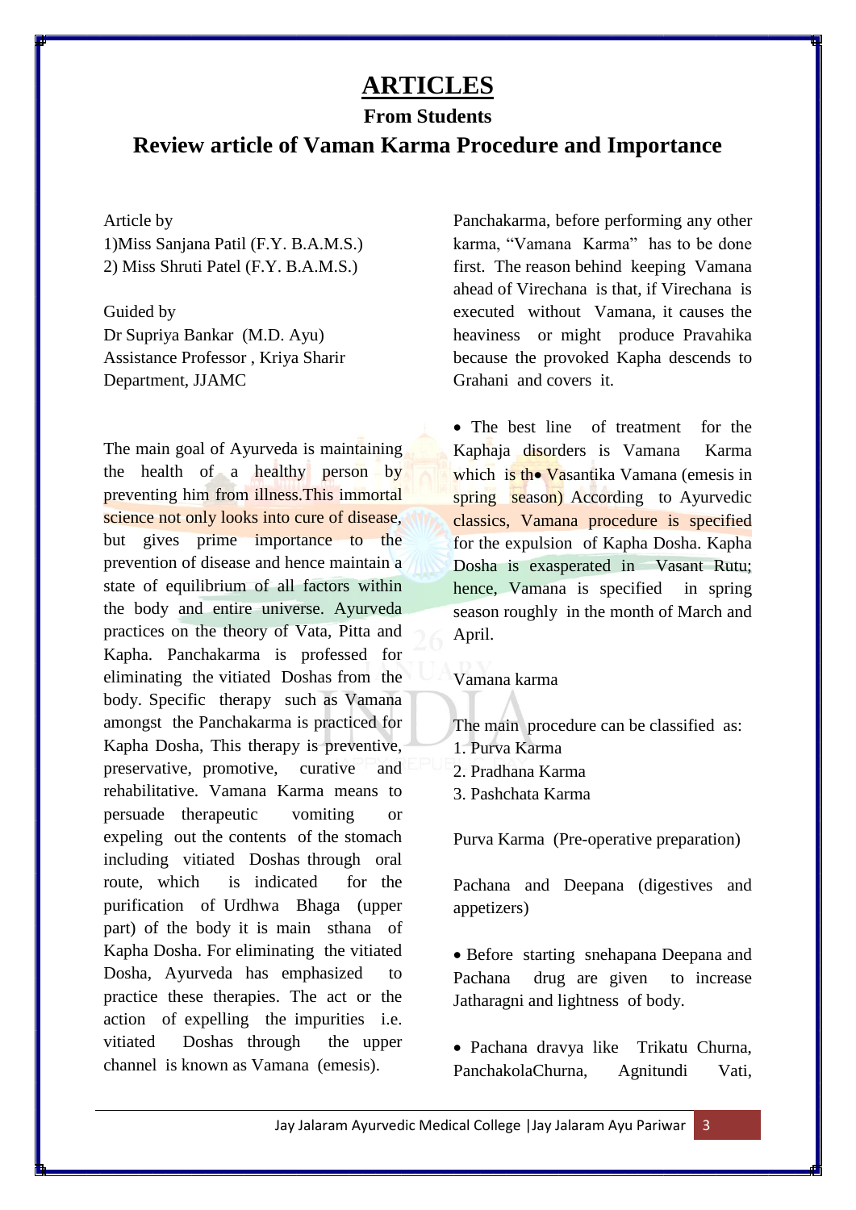# ARTICLES

## From Students

## Review article of Vaman Karma Procedure and Importance

Article by
1)Miss Sanjana Patil (F.Y. B.A.M.S.)
2) Miss Shruti Patel (F.Y. B.A.M.S.)

Guided by
Dr Supriya Bankar (M.D. Ayu)
Assistance Professor , Kriya Sharir Department, JJAMC

The main goal of Ayurveda is maintaining the health of a healthy person by preventing him from illness.This immortal science not only looks into cure of disease, but gives prime importance to the prevention of disease and hence maintain a state of equilibrium of all factors within the body and entire universe. Ayurveda practices on the theory of Vata, Pitta and Kapha. Panchakarma is professed for eliminating the vitiated Doshas from the body. Specific therapy such as Vamana amongst the Panchakarma is practiced for Kapha Dosha, This therapy is preventive, preservative, promotive, curative and rehabilitative. Vamana Karma means to persuade therapeutic vomiting or expeling out the contents of the stomach including vitiated Doshas through oral route, which is indicated for the purification of Urdhwa Bhaga (upper part) of the body it is main sthana of Kapha Dosha. For eliminating the vitiated Dosha, Ayurveda has emphasized to practice these therapies. The act or the action of expelling the impurities i.e. vitiated Doshas through the upper channel is known as Vamana (emesis).

Panchakarma, before performing any other karma, "Vamana Karma" has to be done first. The reason behind keeping Vamana ahead of Virechana is that, if Virechana is executed without Vamana, it causes the heaviness or might produce Pravahika because the provoked Kapha descends to Grahani and covers it.

- The best line of treatment for the Kaphaja disorders is Vamana Karma which is th• Vasantika Vamana (emesis in spring season) According to Ayurvedic classics, Vamana procedure is specified for the expulsion of Kapha Dosha. Kapha Dosha is exasperated in Vasant Rutu; hence, Vamana is specified in spring season roughly in the month of March and April.

Vamana karma

The main procedure can be classified as:
1. Purva Karma
2. Pradhana Karma
3. Pashchata Karma

Purva Karma (Pre-operative preparation)

Pachana and Deepana (digestives and appetizers)

- Before starting snehapana Deepana and Pachana drug are given to increase Jatharagni and lightness of body.

- Pachana dravya like Trikatu Churna, PanchakolaChurna, Agnitundi Vati,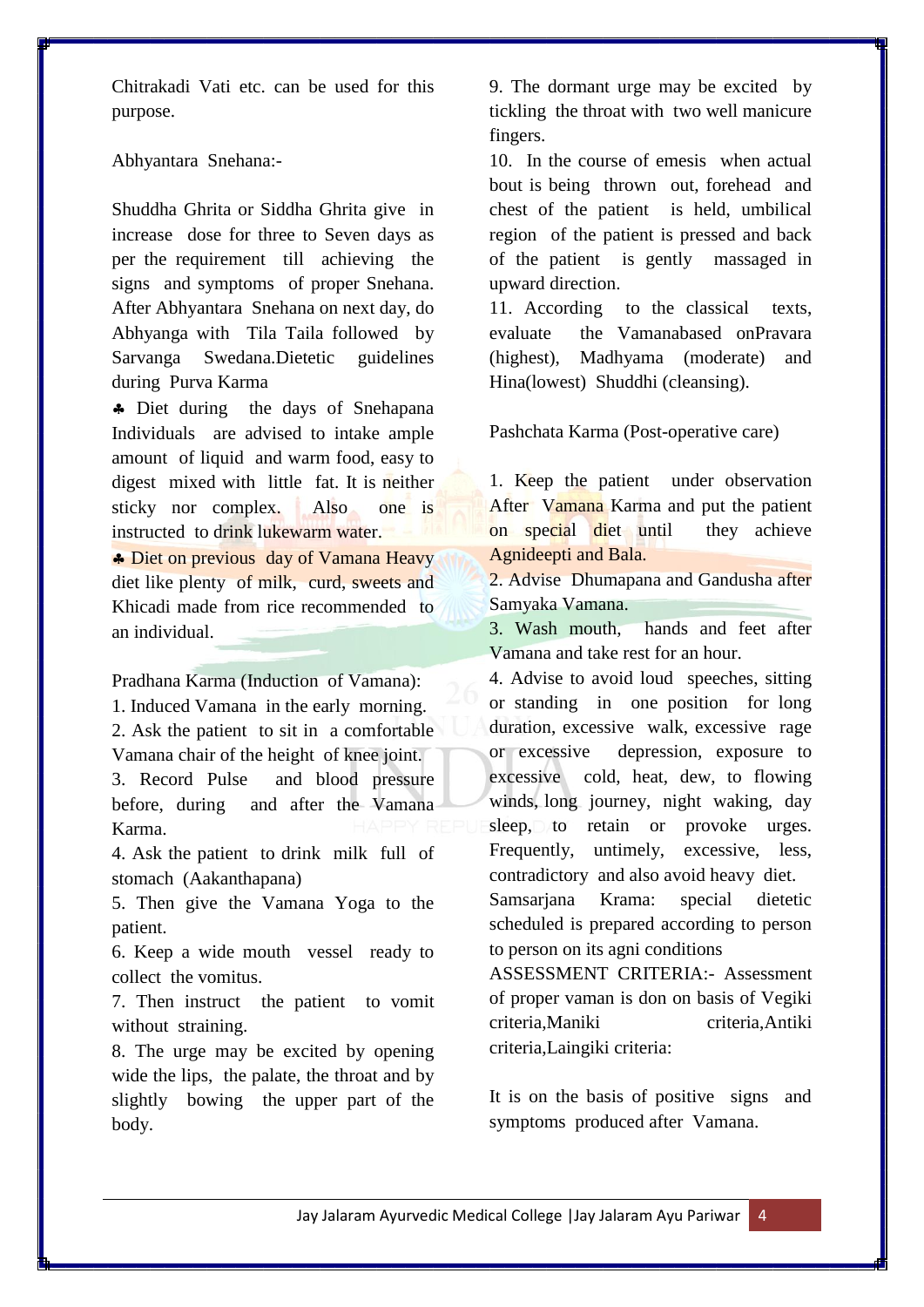Chitrakadi Vati etc. can be used for this purpose.

Abhyantara Snehana:-

Shuddha Ghrita or Siddha Ghrita give in increase dose for three to Seven days as per the requirement till achieving the signs and symptoms of proper Snehana. After Abhyantara Snehana on next day, do Abhyanga with Tila Taila followed by Sarvanga Swedana.Dietetic guidelines during Purva Karma

♣ Diet during the days of Snehapana Individuals are advised to intake ample amount of liquid and warm food, easy to digest mixed with little fat. It is neither sticky nor complex. Also one is instructed to drink lukewarm water.

♣ Diet on previous day of Vamana Heavy diet like plenty of milk, curd, sweets and Khicadi made from rice recommended to an individual.

Pradhana Karma (Induction of Vamana):

1. Induced Vamana in the early morning.
2. Ask the patient to sit in a comfortable Vamana chair of the height of knee joint.
3. Record Pulse and blood pressure before, during and after the Vamana Karma.
4. Ask the patient to drink milk full of stomach (Aakanthapana)
5. Then give the Vamana Yoga to the patient.
6. Keep a wide mouth vessel ready to collect the vomitus.
7. Then instruct the patient to vomit without straining.
8. The urge may be excited by opening wide the lips, the palate, the throat and by slightly bowing the upper part of the body.
9. The dormant urge may be excited by tickling the throat with two well manicure fingers.
10. In the course of emesis when actual bout is being thrown out, forehead and chest of the patient is held, umbilical region of the patient is pressed and back of the patient is gently massaged in upward direction.
11. According to the classical texts, evaluate the Vamanabased onPravara (highest), Madhyama (moderate) and Hina(lowest) Shuddhi (cleansing).

Pashchata Karma (Post-operative care)

1. Keep the patient under observation After Vamana Karma and put the patient on special diet until they achieve Agnideepti and Bala.
2. Advise Dhumapana and Gandusha after Samyaka Vamana.
3. Wash mouth, hands and feet after Vamana and take rest for an hour.
4. Advise to avoid loud speeches, sitting or standing in one position for long duration, excessive walk, excessive rage or excessive depression, exposure to excessive cold, heat, dew, to flowing winds, long journey, night waking, day sleep, to retain or provoke urges. Frequently, untimely, excessive, less, contradictory and also avoid heavy diet.

Samsarjana Krama: special dietetic scheduled is prepared according to person to person on its agni conditions

ASSESSMENT CRITERIA:- Assessment of proper vaman is don on basis of Vegiki criteria,Maniki criteria,Antiki criteria,Laingiki criteria:

It is on the basis of positive signs and symptoms produced after Vamana.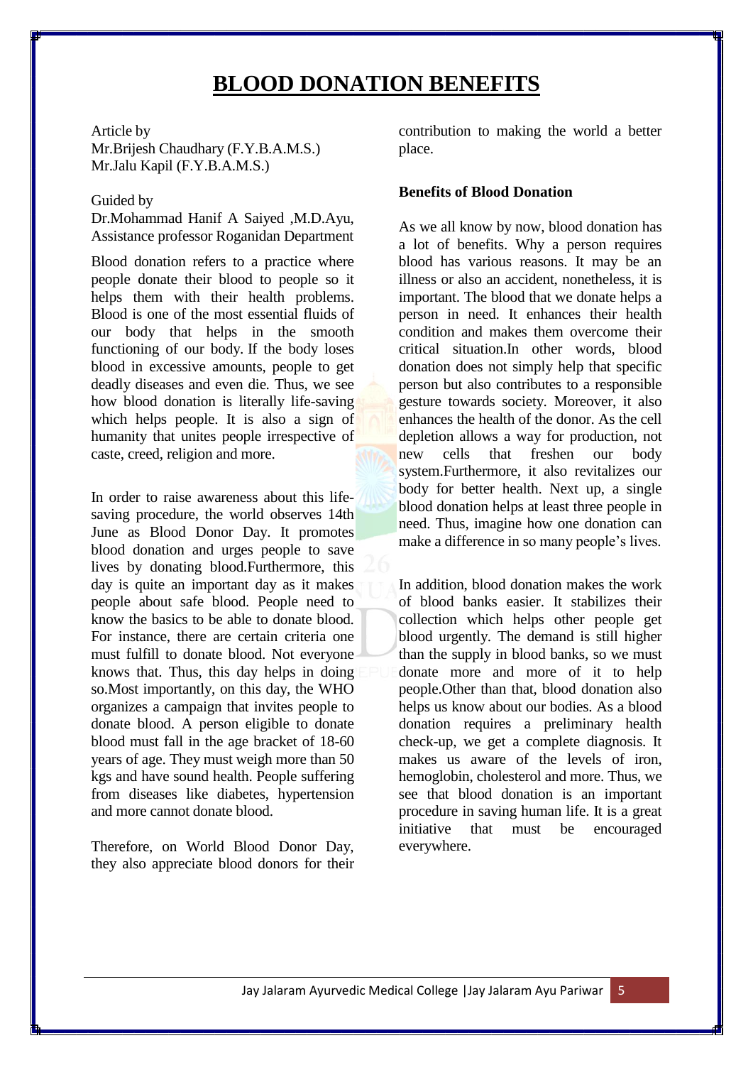# BLOOD DONATION BENEFITS

Article by
Mr.Brijesh Chaudhary (F.Y.B.A.M.S.)
Mr.Jalu Kapil (F.Y.B.A.M.S.)

Guided by
Dr.Mohammad Hanif A Saiyed ,M.D.Ayu,
Assistance professor Roganidan Department

Blood donation refers to a practice where people donate their blood to people so it helps them with their health problems. Blood is one of the most essential fluids of our body that helps in the smooth functioning of our body. If the body loses blood in excessive amounts, people to get deadly diseases and even die. Thus, we see how blood donation is literally life-saving which helps people. It is also a sign of humanity that unites people irrespective of caste, creed, religion and more.

In order to raise awareness about this life-saving procedure, the world observes 14th June as Blood Donor Day. It promotes blood donation and urges people to save lives by donating blood.Furthermore, this day is quite an important day as it makes people about safe blood. People need to know the basics to be able to donate blood. For instance, there are certain criteria one must fulfill to donate blood. Not everyone knows that. Thus, this day helps in doing so.Most importantly, on this day, the WHO organizes a campaign that invites people to donate blood. A person eligible to donate blood must fall in the age bracket of 18-60 years of age. They must weigh more than 50 kgs and have sound health. People suffering from diseases like diabetes, hypertension and more cannot donate blood.

Therefore, on World Blood Donor Day, they also appreciate blood donors for their contribution to making the world a better place.

**Benefits of Blood Donation**

As we all know by now, blood donation has a lot of benefits. Why a person requires blood has various reasons. It may be an illness or also an accident, nonetheless, it is important. The blood that we donate helps a person in need. It enhances their health condition and makes them overcome their critical situation.In other words, blood donation does not simply help that specific person but also contributes to a responsible gesture towards society. Moreover, it also enhances the health of the donor. As the cell depletion allows a way for production, not new cells that freshen our body system.Furthermore, it also revitalizes our body for better health. Next up, a single blood donation helps at least three people in need. Thus, imagine how one donation can make a difference in so many people's lives.

In addition, blood donation makes the work of blood banks easier. It stabilizes their collection which helps other people get blood urgently. The demand is still higher than the supply in blood banks, so we must donate more and more of it to help people.Other than that, blood donation also helps us know about our bodies. As a blood donation requires a preliminary health check-up, we get a complete diagnosis. It makes us aware of the levels of iron, hemoglobin, cholesterol and more. Thus, we see that blood donation is an important procedure in saving human life. It is a great initiative that must be encouraged everywhere.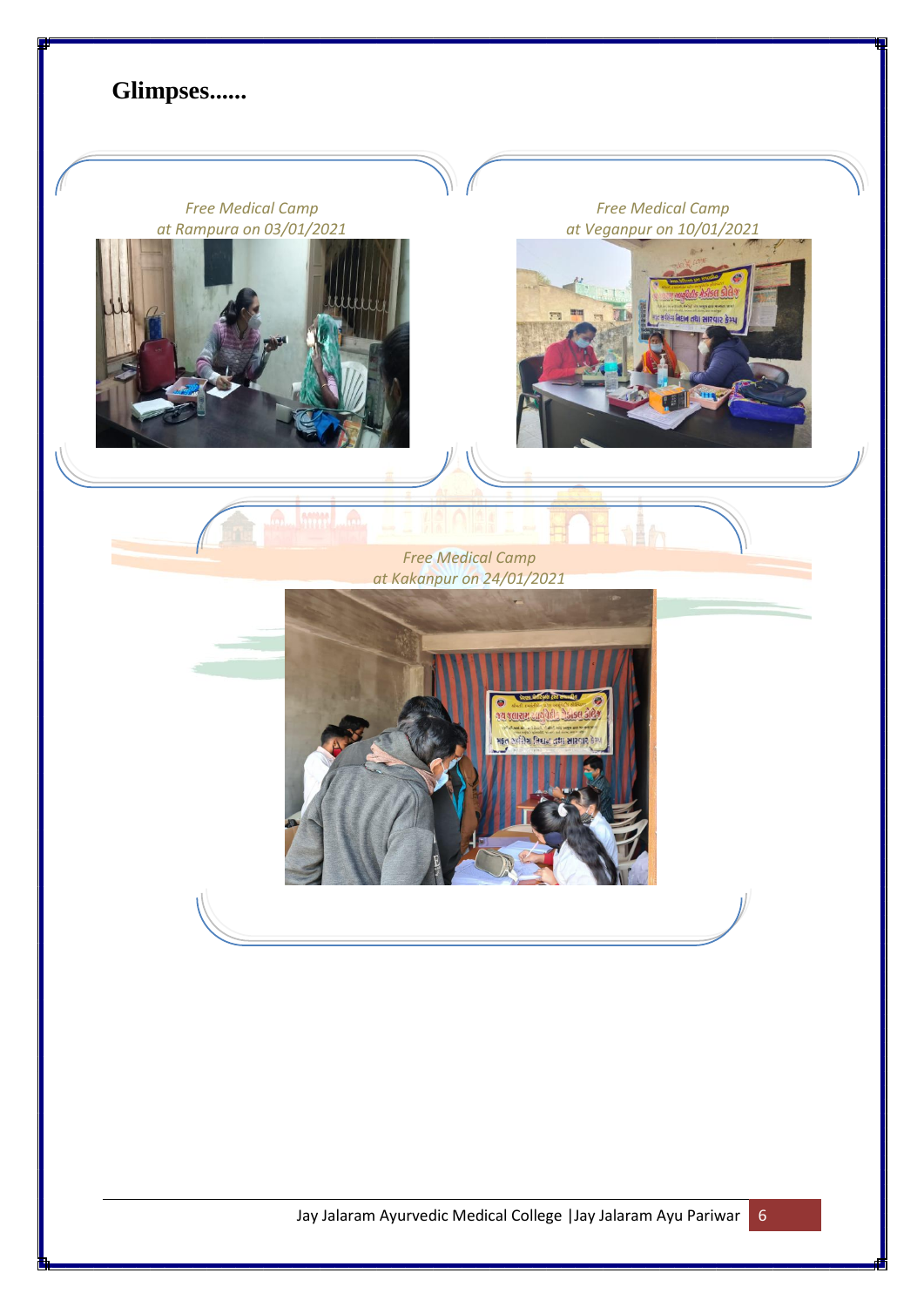## Glimpses......

*Free Medical Camp*
*at Rampura on 03/01/2021*

*Free Medical Camp*
*at Veganpur on 10/01/2021*

*Free Medical Camp*
*at Kakanpur on 24/01/2021*